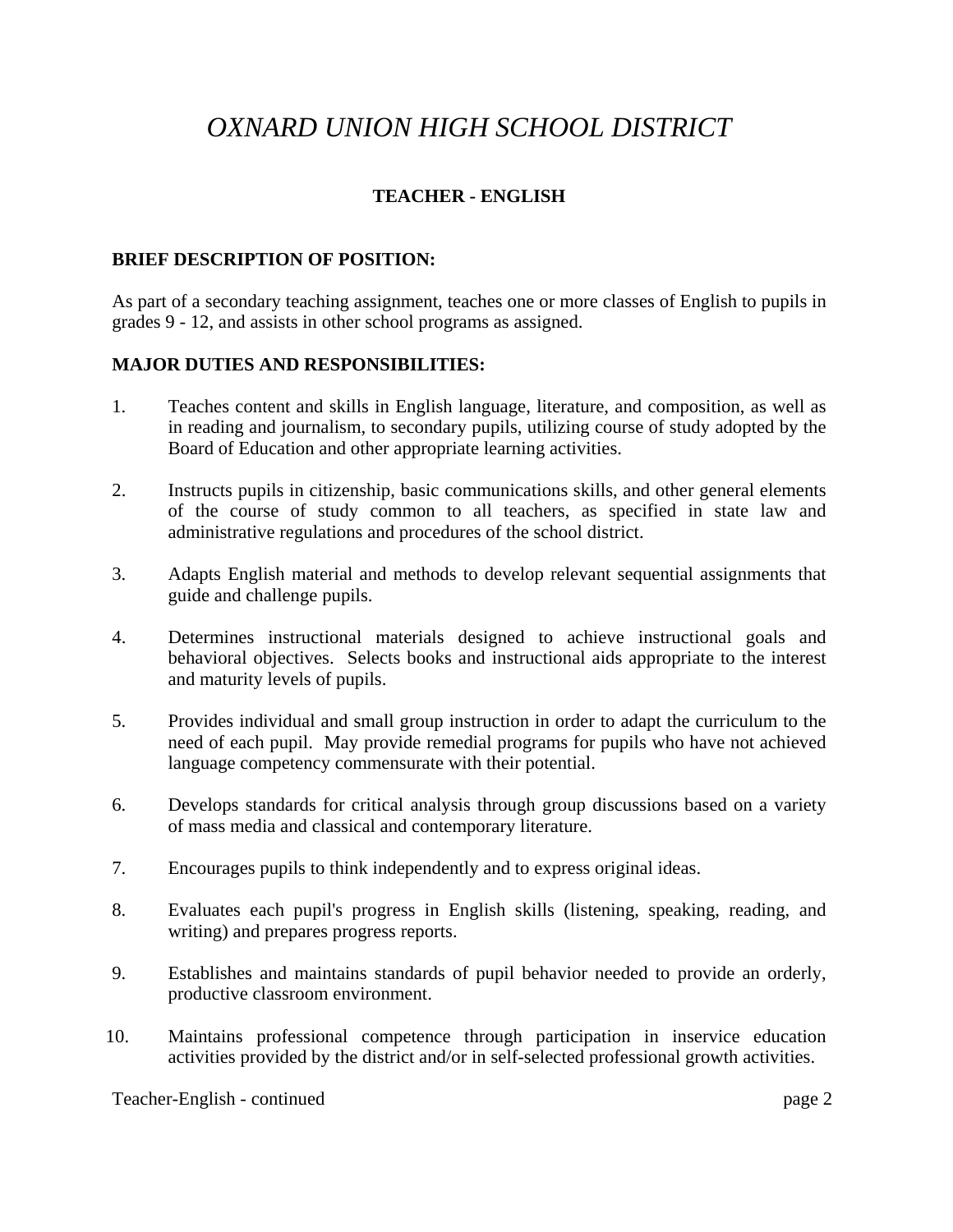# *OXNARD UNION HIGH SCHOOL DISTRICT*

## TEACHER - ENGLISH

### BRIEF DESCRIPTION OF POSITION:

As part of a secondary teaching assignment, teaches one or more classes of English to pupils in grades 9 - 12, and assists in other school programs as assigned.

### MAJOR DUTIES AND RESPONSIBILITIES:

1. Teaches content and skills in English language, literature, and composition, as well as in reading and journalism, to secondary pupils, utilizing course of study adopted by the Board of Education and other appropriate learning activities.

2. Instructs pupils in citizenship, basic communications skills, and other general elements of the course of study common to all teachers, as specified in state law and administrative regulations and procedures of the school district.

3. Adapts English material and methods to develop relevant sequential assignments that guide and challenge pupils.

4. Determines instructional materials designed to achieve instructional goals and behavioral objectives. Selects books and instructional aids appropriate to the interest and maturity levels of pupils.

5. Provides individual and small group instruction in order to adapt the curriculum to the need of each pupil. May provide remedial programs for pupils who have not achieved language competency commensurate with their potential.

6. Develops standards for critical analysis through group discussions based on a variety of mass media and classical and contemporary literature.

7. Encourages pupils to think independently and to express original ideas.

8. Evaluates each pupil's progress in English skills (listening, speaking, reading, and writing) and prepares progress reports.

9. Establishes and maintains standards of pupil behavior needed to provide an orderly, productive classroom environment.

10. Maintains professional competence through participation in inservice education activities provided by the district and/or in self-selected professional growth activities.

Teacher-English - continued page 2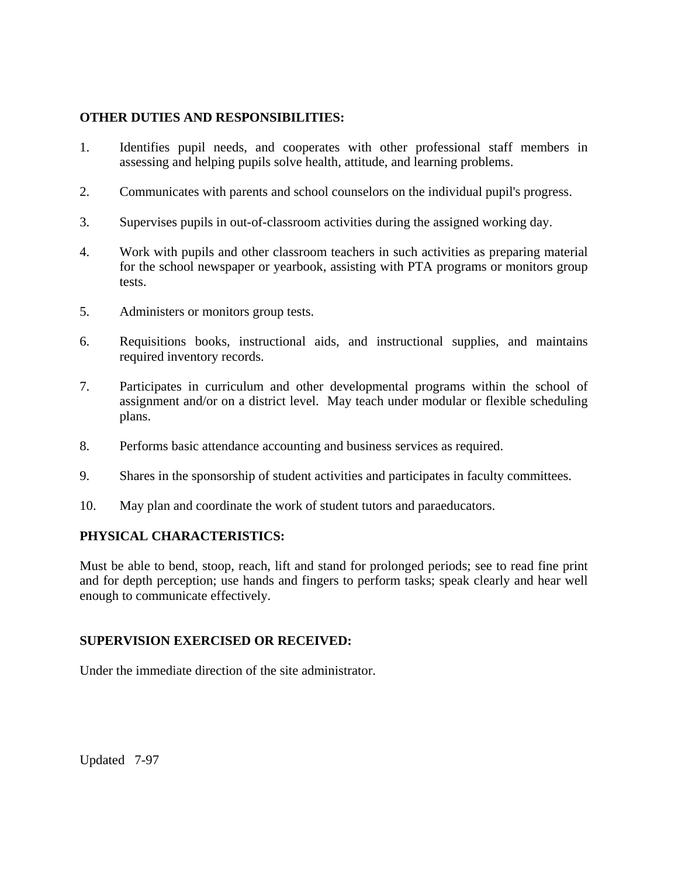**OTHER DUTIES AND RESPONSIBILITIES:**

1. Identifies pupil needs, and cooperates with other professional staff members in assessing and helping pupils solve health, attitude, and learning problems.

2. Communicates with parents and school counselors on the individual pupil's progress.

3. Supervises pupils in out-of-classroom activities during the assigned working day.

4. Work with pupils and other classroom teachers in such activities as preparing material for the school newspaper or yearbook, assisting with PTA programs or monitors group tests.

5. Administers or monitors group tests.

6. Requisitions books, instructional aids, and instructional supplies, and maintains required inventory records.

7. Participates in curriculum and other developmental programs within the school of assignment and/or on a district level. May teach under modular or flexible scheduling plans.

8. Performs basic attendance accounting and business services as required.

9. Shares in the sponsorship of student activities and participates in faculty committees.

10. May plan and coordinate the work of student tutors and paraeducators.

**PHYSICAL CHARACTERISTICS:**

Must be able to bend, stoop, reach, lift and stand for prolonged periods; see to read fine print and for depth perception; use hands and fingers to perform tasks; speak clearly and hear well enough to communicate effectively.

**SUPERVISION EXERCISED OR RECEIVED:**

Under the immediate direction of the site administrator.

Updated 7-97